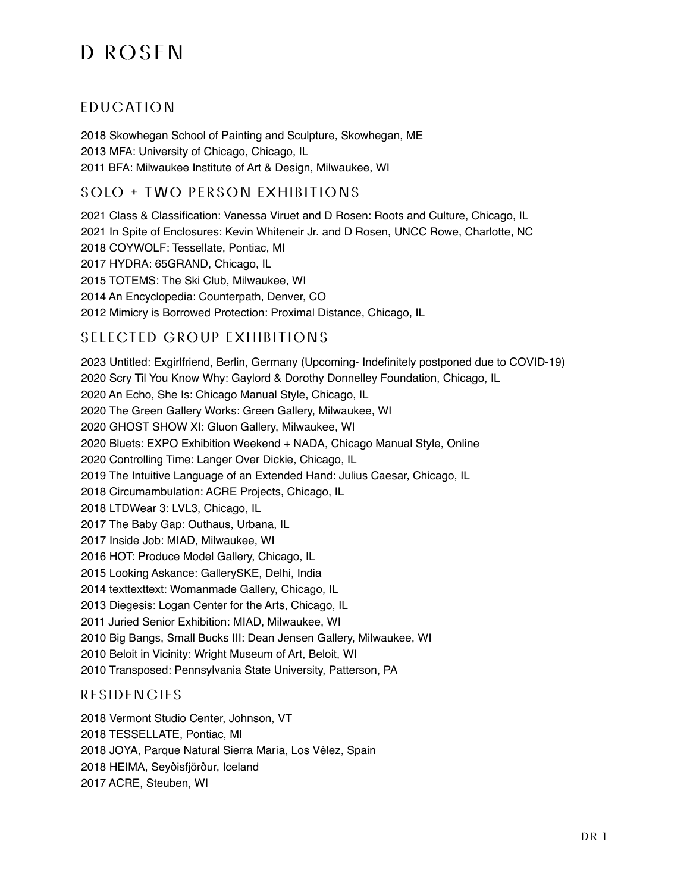# D ROSEN

## EDUCATION

2018 Skowhegan School of Painting and Sculpture, Skowhegan, ME
2013 MFA: University of Chicago, Chicago, IL
2011 BFA: Milwaukee Institute of Art & Design, Milwaukee, WI

## SOLO + TWO PERSON EXHIBITIONS

2021 Class & Classification: Vanessa Viruet and D Rosen: Roots and Culture, Chicago, IL
2021 In Spite of Enclosures: Kevin Whiteneir Jr. and D Rosen, UNCC Rowe, Charlotte, NC
2018 COYWOLF: Tessellate, Pontiac, MI
2017 HYDRA: 65GRAND, Chicago, IL
2015 TOTEMS: The Ski Club, Milwaukee, WI
2014 An Encyclopedia: Counterpath, Denver, CO
2012 Mimicry is Borrowed Protection: Proximal Distance, Chicago, IL

## SELECTED GROUP EXHIBITIONS

2023 Untitled: Exgirlfriend, Berlin, Germany (Upcoming- Indefinitely postponed due to COVID-19)
2020 Scry Til You Know Why: Gaylord & Dorothy Donnelley Foundation, Chicago, IL
2020 An Echo, She Is: Chicago Manual Style, Chicago, IL
2020 The Green Gallery Works: Green Gallery, Milwaukee, WI
2020 GHOST SHOW XI: Gluon Gallery, Milwaukee, WI
2020 Bluets: EXPO Exhibition Weekend + NADA, Chicago Manual Style, Online
2020 Controlling Time: Langer Over Dickie, Chicago, IL
2019 The Intuitive Language of an Extended Hand: Julius Caesar, Chicago, IL
2018 Circumambulation: ACRE Projects, Chicago, IL
2018 LTDWear 3: LVL3, Chicago, IL
2017 The Baby Gap: Outhaus, Urbana, IL
2017 Inside Job: MIAD, Milwaukee, WI
2016 HOT: Produce Model Gallery, Chicago, IL
2015 Looking Askance: GallerySKE, Delhi, India
2014 texttexttext: Womanmade Gallery, Chicago, IL
2013 Diegesis: Logan Center for the Arts, Chicago, IL
2011 Juried Senior Exhibition: MIAD, Milwaukee, WI
2010 Big Bangs, Small Bucks III: Dean Jensen Gallery, Milwaukee, WI
2010 Beloit in Vicinity: Wright Museum of Art, Beloit, WI
2010 Transposed: Pennsylvania State University, Patterson, PA

## RESIDENCIES

2018 Vermont Studio Center, Johnson, VT
2018 TESSELLATE, Pontiac, MI
2018 JOYA, Parque Natural Sierra María, Los Vélez, Spain
2018 HEIMA, Seyðisfjörður, Iceland
2017 ACRE, Steuben, WI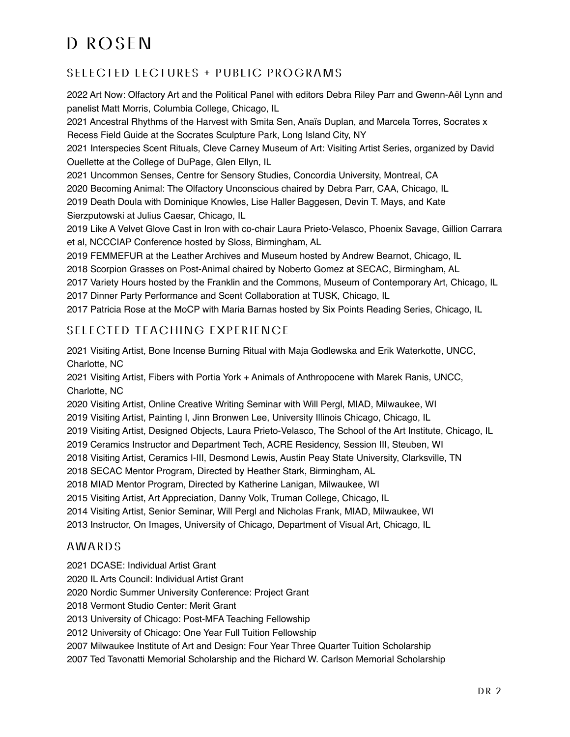# D ROSEN

## SELECTED LECTURES + PUBLIC PROGRAMS

2022 Art Now: Olfactory Art and the Political Panel with editors Debra Riley Parr and Gwenn-Aël Lynn and panelist Matt Morris, Columbia College, Chicago, IL

2021 Ancestral Rhythms of the Harvest with Smita Sen, Anaïs Duplan, and Marcela Torres, Socrates x Recess Field Guide at the Socrates Sculpture Park, Long Island City, NY

2021 Interspecies Scent Rituals, Cleve Carney Museum of Art: Visiting Artist Series, organized by David Ouellette at the College of DuPage, Glen Ellyn, IL

2021 Uncommon Senses, Centre for Sensory Studies, Concordia University, Montreal, CA

2020 Becoming Animal: The Olfactory Unconscious chaired by Debra Parr, CAA, Chicago, IL

2019 Death Doula with Dominique Knowles, Lise Haller Baggesen, Devin T. Mays, and Kate Sierzputowski at Julius Caesar, Chicago, IL

2019 Like A Velvet Glove Cast in Iron with co-chair Laura Prieto-Velasco, Phoenix Savage, Gillion Carrara et al, NCCCIAP Conference hosted by Sloss, Birmingham, AL

2019 FEMMEFUR at the Leather Archives and Museum hosted by Andrew Bearnot, Chicago, IL

2018 Scorpion Grasses on Post-Animal chaired by Noberto Gomez at SECAC, Birmingham, AL

2017 Variety Hours hosted by the Franklin and the Commons, Museum of Contemporary Art, Chicago, IL

2017 Dinner Party Performance and Scent Collaboration at TUSK, Chicago, IL

2017 Patricia Rose at the MoCP with Maria Barnas hosted by Six Points Reading Series, Chicago, IL

## SELECTED TEACHING EXPERIENCE

2021 Visiting Artist, Bone Incense Burning Ritual with Maja Godlewska and Erik Waterkotte, UNCC, Charlotte, NC

2021 Visiting Artist, Fibers with Portia York + Animals of Anthropocene with Marek Ranis, UNCC, Charlotte, NC

2020 Visiting Artist, Online Creative Writing Seminar with Will Pergl, MIAD, Milwaukee, WI

2019 Visiting Artist, Painting I, Jinn Bronwen Lee, University Illinois Chicago, Chicago, IL

2019 Visiting Artist, Designed Objects, Laura Prieto-Velasco, The School of the Art Institute, Chicago, IL

2019 Ceramics Instructor and Department Tech, ACRE Residency, Session III, Steuben, WI

2018 Visiting Artist, Ceramics I-III, Desmond Lewis, Austin Peay State University, Clarksville, TN

2018 SECAC Mentor Program, Directed by Heather Stark, Birmingham, AL

2018 MIAD Mentor Program, Directed by Katherine Lanigan, Milwaukee, WI

2015 Visiting Artist, Art Appreciation, Danny Volk, Truman College, Chicago, IL

2014 Visiting Artist, Senior Seminar, Will Pergl and Nicholas Frank, MIAD, Milwaukee, WI

2013 Instructor, On Images, University of Chicago, Department of Visual Art, Chicago, IL

## AWARDS

2021 DCASE: Individual Artist Grant

2020 IL Arts Council: Individual Artist Grant

2020 Nordic Summer University Conference: Project Grant

2018 Vermont Studio Center: Merit Grant

2013 University of Chicago: Post-MFA Teaching Fellowship

2012 University of Chicago: One Year Full Tuition Fellowship

2007 Milwaukee Institute of Art and Design: Four Year Three Quarter Tuition Scholarship

2007 Ted Tavonatti Memorial Scholarship and the Richard W. Carlson Memorial Scholarship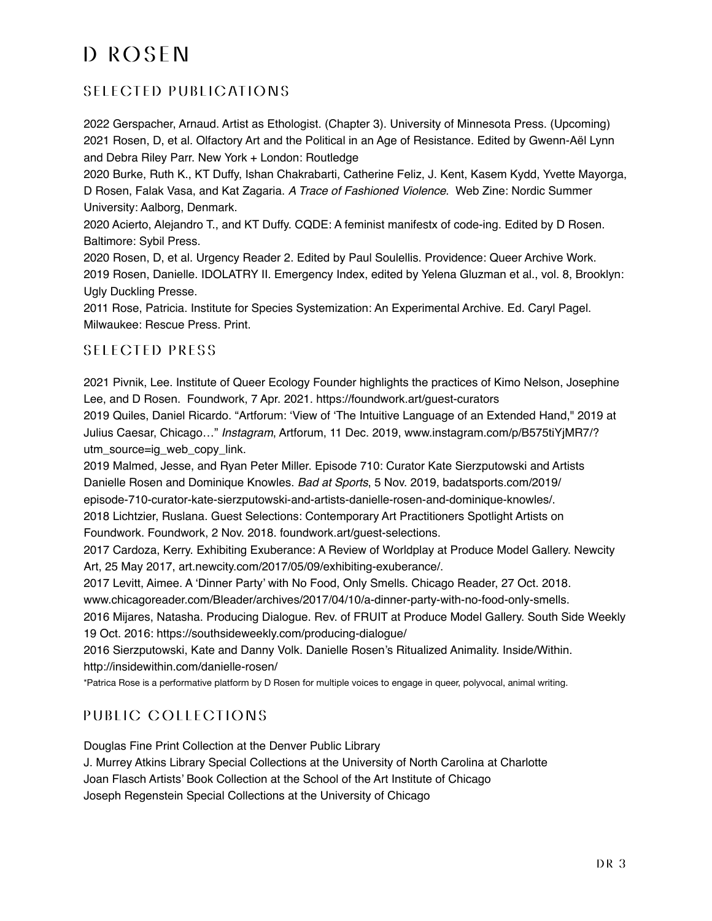# D ROSEN

## SELECTED PUBLICATIONS

2022 Gerspacher, Arnaud. Artist as Ethologist. (Chapter 3). University of Minnesota Press. (Upcoming)
2021 Rosen, D, et al. Olfactory Art and the Political in an Age of Resistance. Edited by Gwenn-Aël Lynn and Debra Riley Parr. New York + London: Routledge
2020 Burke, Ruth K., KT Duffy, Ishan Chakrabarti, Catherine Feliz, J. Kent, Kasem Kydd, Yvette Mayorga, D Rosen, Falak Vasa, and Kat Zagaria. *A Trace of Fashioned Violence*. Web Zine: Nordic Summer University: Aalborg, Denmark.
2020 Acierto, Alejandro T., and KT Duffy. CQDE: A feminist manifestx of code-ing. Edited by D Rosen. Baltimore: Sybil Press.
2020 Rosen, D, et al. Urgency Reader 2. Edited by Paul Soulellis. Providence: Queer Archive Work.
2019 Rosen, Danielle. IDOLATRY II. Emergency Index, edited by Yelena Gluzman et al., vol. 8, Brooklyn: Ugly Duckling Presse.
2011 Rose, Patricia. Institute for Species Systemization: An Experimental Archive. Ed. Caryl Pagel. Milwaukee: Rescue Press. Print.

## SELECTED PRESS

2021 Pivnik, Lee. Institute of Queer Ecology Founder highlights the practices of Kimo Nelson, Josephine Lee, and D Rosen. Foundwork, 7 Apr. 2021. https://foundwork.art/guest-curators
2019 Quiles, Daniel Ricardo. "Artforum: 'View of 'The Intuitive Language of an Extended Hand," 2019 at Julius Caesar, Chicago…" *Instagram*, Artforum, 11 Dec. 2019, www.instagram.com/p/B575tiYjMR7/?utm_source=ig_web_copy_link.
2019 Malmed, Jesse, and Ryan Peter Miller. Episode 710: Curator Kate Sierzputowski and Artists Danielle Rosen and Dominique Knowles. *Bad at Sports*, 5 Nov. 2019, badatsports.com/2019/episode-710-curator-kate-sierzputowski-and-artists-danielle-rosen-and-dominique-knowles/.
2018 Lichtzier, Ruslana. Guest Selections: Contemporary Art Practitioners Spotlight Artists on Foundwork. Foundwork, 2 Nov. 2018. foundwork.art/guest-selections.
2017 Cardoza, Kerry. Exhibiting Exuberance: A Review of Worldplay at Produce Model Gallery. Newcity Art, 25 May 2017, art.newcity.com/2017/05/09/exhibiting-exuberance/.
2017 Levitt, Aimee. A 'Dinner Party' with No Food, Only Smells. Chicago Reader, 27 Oct. 2018. www.chicagoreader.com/Bleader/archives/2017/04/10/a-dinner-party-with-no-food-only-smells.
2016 Mijares, Natasha. Producing Dialogue. Rev. of FRUIT at Produce Model Gallery. South Side Weekly 19 Oct. 2016: https://southsideweekly.com/producing-dialogue/
2016 Sierzputowski, Kate and Danny Volk. Danielle Rosen's Ritualized Animality. Inside/Within. http://insidewithin.com/danielle-rosen/

*Patrica Rose is a performative platform by D Rosen for multiple voices to engage in queer, polyvocal, animal writing.

## PUBLIC COLLECTIONS

Douglas Fine Print Collection at the Denver Public Library
J. Murrey Atkins Library Special Collections at the University of North Carolina at Charlotte
Joan Flasch Artists' Book Collection at the School of the Art Institute of Chicago
Joseph Regenstein Special Collections at the University of Chicago